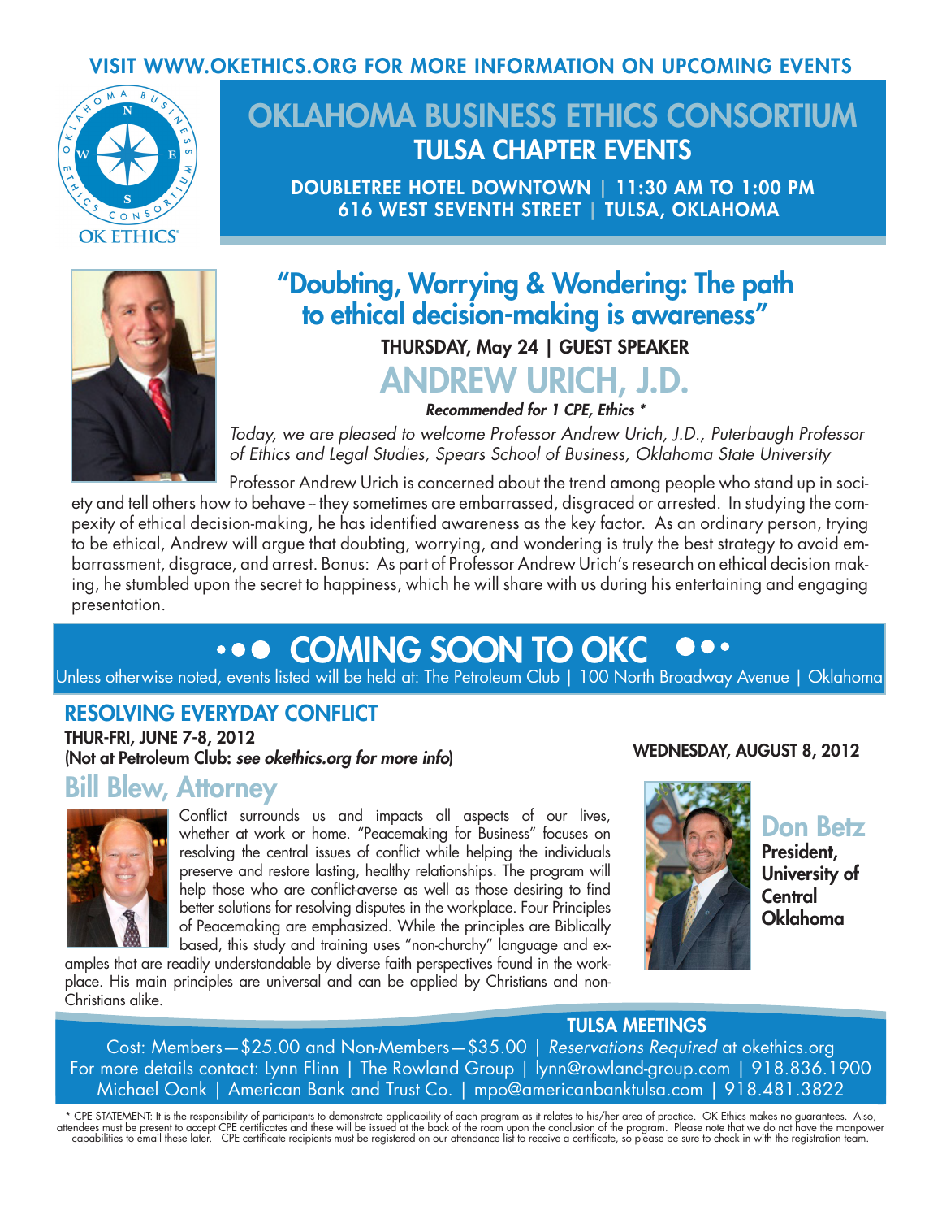VISIT WWW.OKETHICS.ORG FOR MORE INFORMATION ON UPCOMING EVENTS

OKLAHOMA BUSINESS ETHICS CONSORTIUM

OK ETHICS®

# OKLAHOMA BUSINESS ETHICS CONSORTIUM

## TULSA CHAPTER EVENTS

**DOUBLETREE HOTEL DOWNTOWN | 11:30 AM TO 1:00 PM**
**616 WEST SEVENTH STREET | TULSA, OKLAHOMA**

## "Doubting, Worrying & Wondering: The path to ethical decision-making is awareness"

**THURSDAY, May 24 | GUEST SPEAKER**

## ANDREW URICH, J.D.

***Recommended for 1 CPE, Ethics \****

*Today, we are pleased to welcome Professor Andrew Urich, J.D., Puterbaugh Professor of Ethics and Legal Studies, Spears School of Business, Oklahoma State University*

Professor Andrew Urich is concerned about the trend among people who stand up in society and tell others how to behave – they sometimes are embarrassed, disgraced or arrested. In studying the compexity of ethical decision-making, he has identified awareness as the key factor. As an ordinary person, trying to be ethical, Andrew will argue that doubting, worrying, and wondering is truly the best strategy to avoid embarrassment, disgrace, and arrest. Bonus: As part of Professor Andrew Urich's research on ethical decision making, he stumbled upon the secret to happiness, which he will share with us during his entertaining and engaging presentation.

## ••• COMING SOON TO OKC •••

Unless otherwise noted, events listed will be held at: The Petroleum Club | 100 North Broadway Avenue | Oklahoma

### RESOLVING EVERYDAY CONFLICT

**THUR-FRI, JUNE 7-8, 2012**
**(Not at Petroleum Club: *see okethics.org for more info*)**

### Bill Blew, Attorney

Conflict surrounds us and impacts all aspects of our lives, whether at work or home. "Peacemaking for Business" focuses on resolving the central issues of conflict while helping the individuals preserve and restore lasting, healthy relationships. The program will help those who are conflict-averse as well as those desiring to find better solutions for resolving disputes in the workplace. Four Principles of Peacemaking are emphasized. While the principles are Biblically based, this study and training uses "non-churchy" language and examples that are readily understandable by diverse faith perspectives found in the workplace. His main principles are universal and can be applied by Christians and non-Christians alike.

**WEDNESDAY, AUGUST 8, 2012**

### Don Betz

**President, University of Central Oklahoma**

### TULSA MEETINGS

Cost: Members—$25.00 and Non-Members—$35.00 | *Reservations Required* at okethics.org
For more details contact: Lynn Flinn | The Rowland Group | lynn@rowland-group.com | 918.836.1900
Michael Oonk | American Bank and Trust Co. | mpo@americanbanktulsa.com | 918.481.3822

\* CPE STATEMENT: It is the responsibility of participants to demonstrate applicability of each program as it relates to his/her area of practice. OK Ethics makes no guarantees. Also, attendees must be present to accept CPE certificates and these will be issued at the back of the room upon the conclusion of the program. Please note that we do not have the manpower capabilities to email these later. CPE certificate recipients must be registered on our attendance list to receive a certificate, so please be sure to check in with the registration team.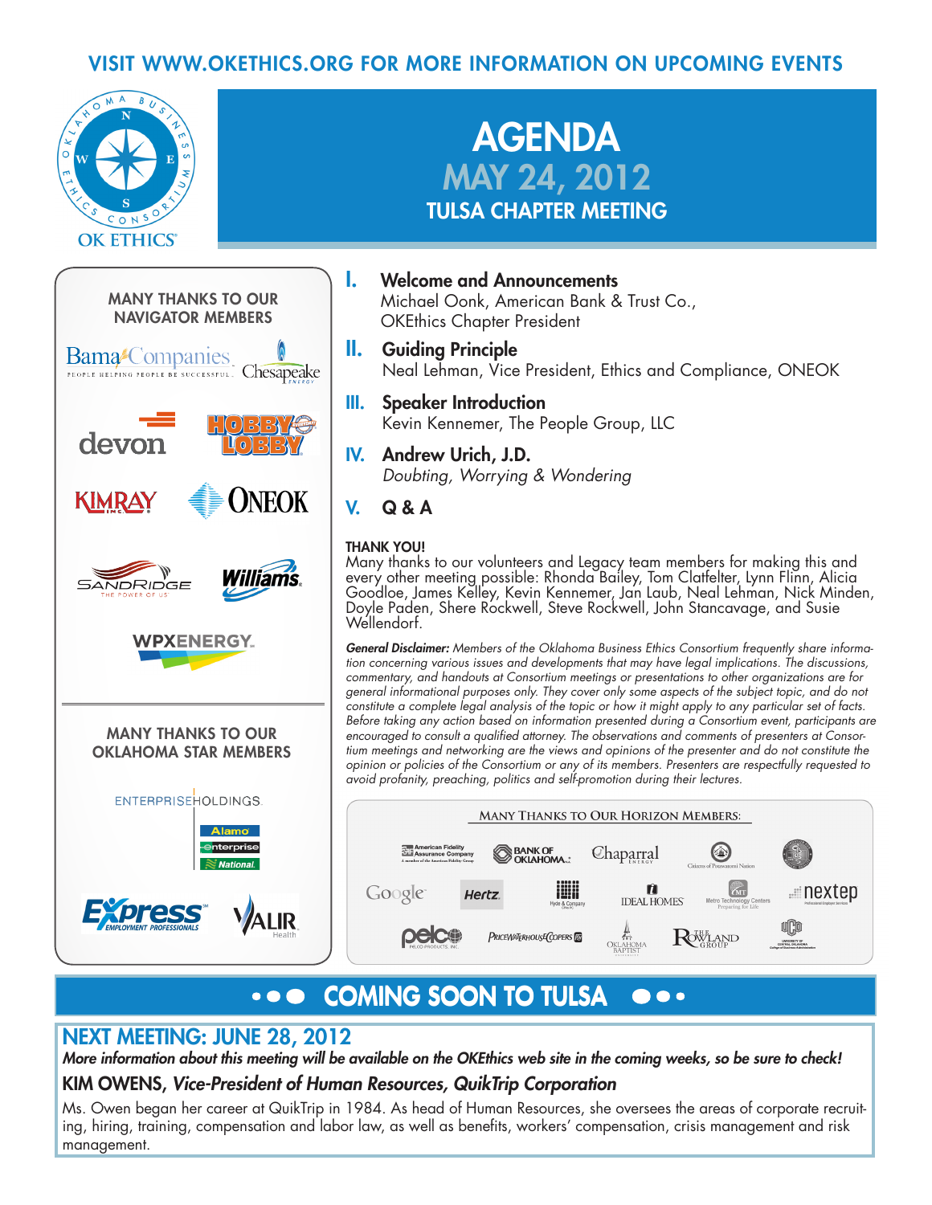VISIT WWW.OKETHICS.ORG FOR MORE INFORMATION ON UPCOMING EVENTS

OK ETHICS

# AGENDA

## MAY 24, 2012

### TULSA CHAPTER MEETING

**I. Welcome and Announcements**
Michael Oonk, American Bank & Trust Co., OKEthics Chapter President

**II. Guiding Principle**
Neal Lehman, Vice President, Ethics and Compliance, ONEOK

**III. Speaker Introduction**
Kevin Kennemer, The People Group, LLC

**IV. Andrew Urich, J.D.**
*Doubting, Worrying & Wondering*

**V. Q & A**

**THANK YOU!**
Many thanks to our volunteers and Legacy team members for making this and every other meeting possible: Rhonda Bailey, Tom Clatfelter, Lynn Flinn, Alicia Goodloe, James Kelley, Kevin Kennemer, Jan Laub, Neal Lehman, Nick Minden, Doyle Paden, Shere Rockwell, Steve Rockwell, John Stancavage, and Susie Wellendorf.

***General Disclaimer:*** *Members of the Oklahoma Business Ethics Consortium frequently share information concerning various issues and developments that may have legal implications. The discussions, commentary, and handouts at Consortium meetings or presentations to other organizations are for general informational purposes only. They cover only some aspects of the subject topic, and do not constitute a complete legal analysis of the topic or how it might apply to any particular set of facts. Before taking any action based on information presented during a Consortium event, participants are encouraged to consult a qualified attorney. The observations and comments of presenters at Consortium meetings and networking are the views and opinions of the presenter and do not constitute the opinion or policies of the Consortium or any of its members. Presenters are respectfully requested to avoid profanity, preaching, politics and self-promotion during their lectures.*

MANY THANKS TO OUR NAVIGATOR MEMBERS

Bama Companies, Chesapeake Energy, devon, Hobby Lobby, Kimray Inc., ONEOK, SandRidge, Williams, WPX Energy

MANY THANKS TO OUR OKLAHOMA STAR MEMBERS

Enterprise Holdings (Alamo, Enterprise, National), Express Employment Professionals, Valir Health

MANY THANKS TO OUR HORIZON MEMBERS:

American Fidelity Assurance Company, Bank of Oklahoma, Chaparral Energy, Citizens of Potawatomi Nation, Google, Hertz, Hyde & Company, Ideal Homes, Metro Technology Centers, nextep, pelco, PricewaterhouseCoopers, Oklahoma Baptist University, The Rowland Group, University of Central Oklahoma College of Business Administration

## COMING SOON TO TULSA

## NEXT MEETING: JUNE 28, 2012

***More information about this meeting will be available on the OKEthics web site in the coming weeks, so be sure to check!***

**KIM OWENS, *Vice-President of Human Resources, QuikTrip Corporation***

Ms. Owen began her career at QuikTrip in 1984. As head of Human Resources, she oversees the areas of corporate recruiting, hiring, training, compensation and labor law, as well as benefits, workers' compensation, crisis management and risk management.